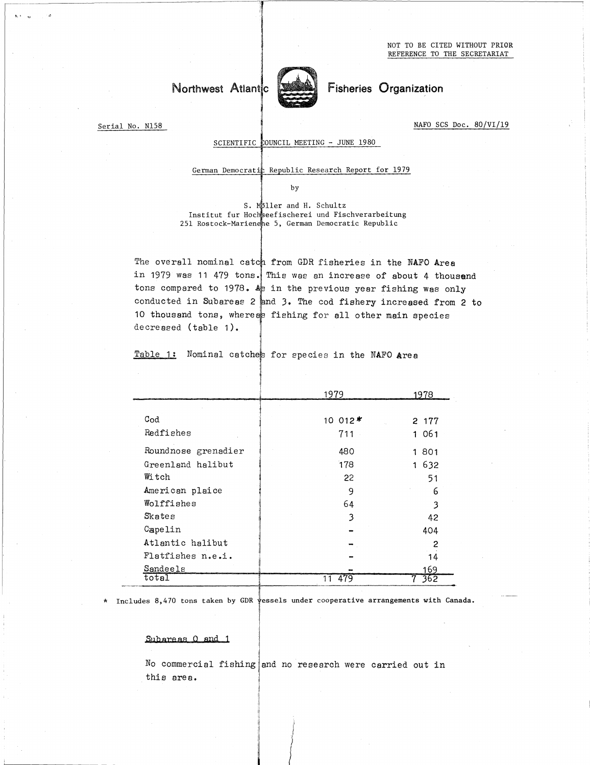NOT TO BE CITED WITHOUT PRIOR REFERENCE TO THE SECRETARIAT

# Northwest Atlantic Fisheries Organization

Serial No. N158

NAFO SCS Doc. 80/VI/19

SCIENTIFIC COUNCIL MEETING - JUNE 1980

## German Democratic Republic Research Report for 1979

by

S. Möller and H. Schultz
Institut fur Hochseefischerei und Fischverarbeitung
251 Rostock-Marienehe 5, German Democratic Republic

The overall nominal catch from GDR fisheries in the NAFO Area in 1979 was 11 479 tons. This was an increase of about 4 thousand tons compared to 1978. As in the previous year fishing was only conducted in Subareas 2 and 3. The cod fishery increased from 2 to 10 thousand tons, whereas fishing for all other main species decreased (table 1).

Table 1: Nominal catches for species in the NAFO Area

| | 1979 | 1978 |
|---|---|---|
| Cod | 10 012* | 2 177 |
| Redfishes | 711 | 1 061 |
| Roundnose grenadier | 480 | 1 801 |
| Greenland halibut | 178 | 1 632 |
| Witch | 22 | 51 |
| American plaice | 9 | 6 |
| Wolffishes | 64 | 3 |
| Skates | 3 | 42 |
| Capelin | - | 404 |
| Atlantic halibut | - | 2 |
| Flatfishes n.e.i. | - | 14 |
| Sandeels | - | 169 |
| total | 11 479 | 7 362 |

\* Includes 8,470 tons taken by GDR vessels under cooperative arrangements with Canada.

### Subareas 0 and 1

No commercial fishing and no research were carried out in this area.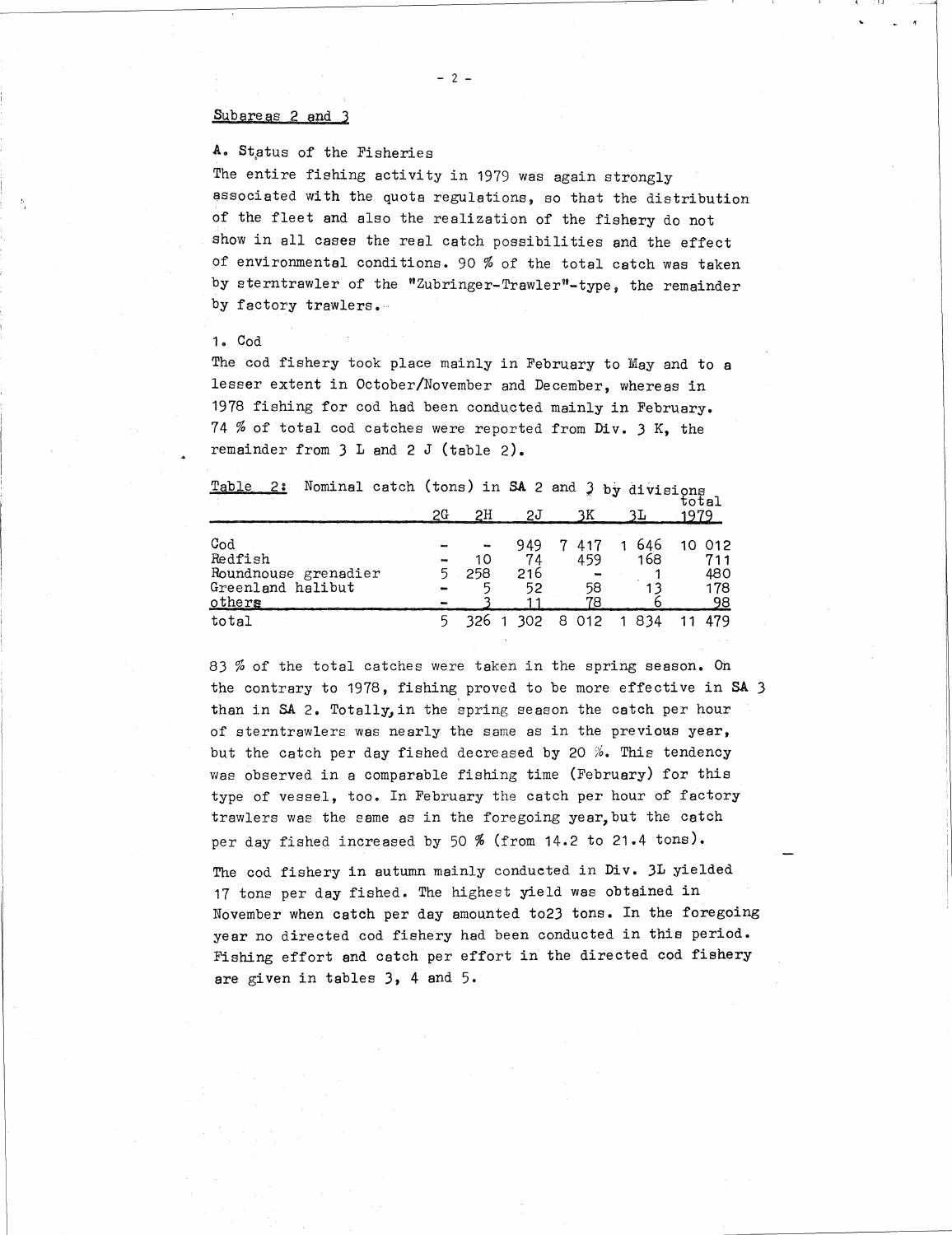Subareas 2 and 3

A. Status of the Fisheries

The entire fishing activity in 1979 was again strongly associated with the quota regulations, so that the distribution of the fleet and also the realization of the fishery do not show in all cases the real catch possibilities and the effect of environmental conditions. 90 % of the total catch was taken by sterntrawler of the "Zubringer-Trawler"-type, the remainder by factory trawlers.

1. Cod

The cod fishery took place mainly in February to May and to a lesser extent in October/November and December, whereas in 1978 fishing for cod had been conducted mainly in February. 74 % of total cod catches were reported from Div. 3 K, the remainder from 3 L and 2 J (table 2).

Table 2: Nominal catch (tons) in SA 2 and 3 by divisions

| | 2G | 2H | 2J | 3K | 3L | total 1979 |
|---|---|---|---|---|---|---|
| Cod | - | - | 949 | 7 417 | 1 646 | 10 012 |
| Redfish | - | 10 | 74 | 459 | 168 | 711 |
| Roundnouse grenadier | 5 | 258 | 216 | - | 1 | 480 |
| Greenland halibut | - | 5 | 52 | 58 | 13 | 178 |
| others | - | 3 | 11 | 78 | 6 | 98 |
| total | 5 | 326 | 1 302 | 8 012 | 1 834 | 11 479 |

83 % of the total catches were taken in the spring season. On the contrary to 1978, fishing proved to be more effective in SA 3 than in SA 2. Totally, in the spring season the catch per hour of sterntrawlers was nearly the same as in the previous year, but the catch per day fished decreased by 20 %. This tendency was observed in a comparable fishing time (February) for this type of vessel, too. In February the catch per hour of factory trawlers was the same as in the foregoing year, but the catch per day fished increased by 50 % (from 14.2 to 21.4 tons).

The cod fishery in autumn mainly conducted in Div. 3L yielded 17 tons per day fished. The highest yield was obtained in November when catch per day amounted to23 tons. In the foregoing year no directed cod fishery had been conducted in this period. Fishing effort and catch per effort in the directed cod fishery are given in tables 3, 4 and 5.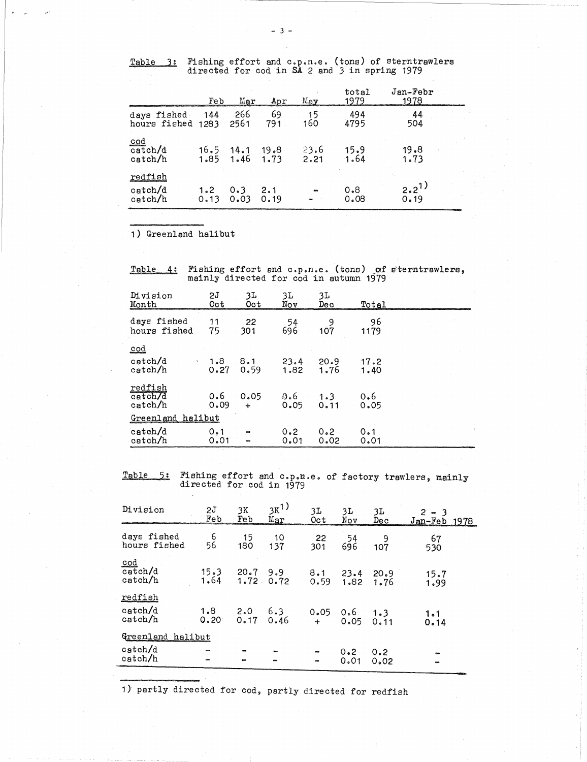Table 3: Fishing effort and c.p.n.e. (tons) of sterntrawlers directed for cod in SA 2 and 3 in spring 1979

| | Feb | Mar | Apr | May | total 1979 | Jan-Febr 1978 |
|---|---|---|---|---|---|---|
| days fished | 144 | 266 | 69 | 15 | 494 | 44 |
| hours fished | 1283 | 2561 | 791 | 160 | 4795 | 504 |
| cod | | | | | | |
| catch/d | 16.5 | 14.1 | 19.8 | 23.6 | 15.9 | 19.8 |
| catch/h | 1.85 | 1.46 | 1.73 | 2.21 | 1.64 | 1.73 |
| redfish | | | | | | |
| catch/d | 1.2 | 0.3 | 2.1 | - | 0.8 | 2.2[1] |
| catch/h | 0.13 | 0.03 | 0.19 | - | 0.08 | 0.19 |

1) Greenland halibut

Table 4: Fishing effort and c.p.n.e. (tons) of sterntrawlers, mainly directed for cod in autumn 1979

| Division<br>Month | 2J<br>Oct | 3L<br>Oct | 3L<br>Nov | 3L<br>Dec | Total |
|---|---|---|---|---|---|
| days fished | 11 | 22 | 54 | 9 | 96 |
| hours fished | 75 | 301 | 696 | 107 | 1179 |
| cod | | | | | |
| catch/d | 1.8 | 8.1 | 23.4 | 20.9 | 17.2 |
| catch/h | 0.27 | 0.59 | 1.82 | 1.76 | 1.40 |
| redfish | | | | | |
| catch/d | 0.6 | 0.05 | 0.6 | 1.3 | 0.6 |
| catch/h | 0.09 | + | 0.05 | 0.11 | 0.05 |
| Greenland halibut | | | | | |
| catch/d | 0.1 | - | 0.2 | 0.2 | 0.1 |
| catch/h | 0.01 | - | 0.01 | 0.02 | 0.01 |

Table 5: Fishing effort and c.p.n.e. of factory trawlers, mainly directed for cod in 1979

| Division | 2J<br>Feb | 3K<br>Feb | 3K[1]<br>Mar | 3L<br>Oct | 3L<br>Nov | 3L<br>Dec | 2 - 3<br>Jan-Feb 1978 |
|---|---|---|---|---|---|---|---|
| days fished | 6 | 15 | 10 | 22 | 54 | 9 | 67 |
| hours fished | 56 | 180 | 137 | 301 | 696 | 107 | 530 |
| cod | | | | | | | |
| catch/d | 15.3 | 20.7 | 9.9 | 8.1 | 23.4 | 20.9 | 15.7 |
| catch/h | 1.64 | 1.72 | 0.72 | 0.59 | 1.82 | 1.76 | 1.99 |
| redfish | | | | | | | |
| catch/d | 1.8 | 2.0 | 6.3 | 0.05 | 0.6 | 1.3 | 1.1 |
| catch/h | 0.20 | 0.17 | 0.46 | + | 0.05 | 0.11 | 0.14 |
| Greenland halibut | | | | | | | |
| catch/d | - | - | - | - | 0.2 | 0.2 | - |
| catch/h | - | - | - | - | 0.01 | 0.02 | - |

1) partly directed for cod, partly directed for redfish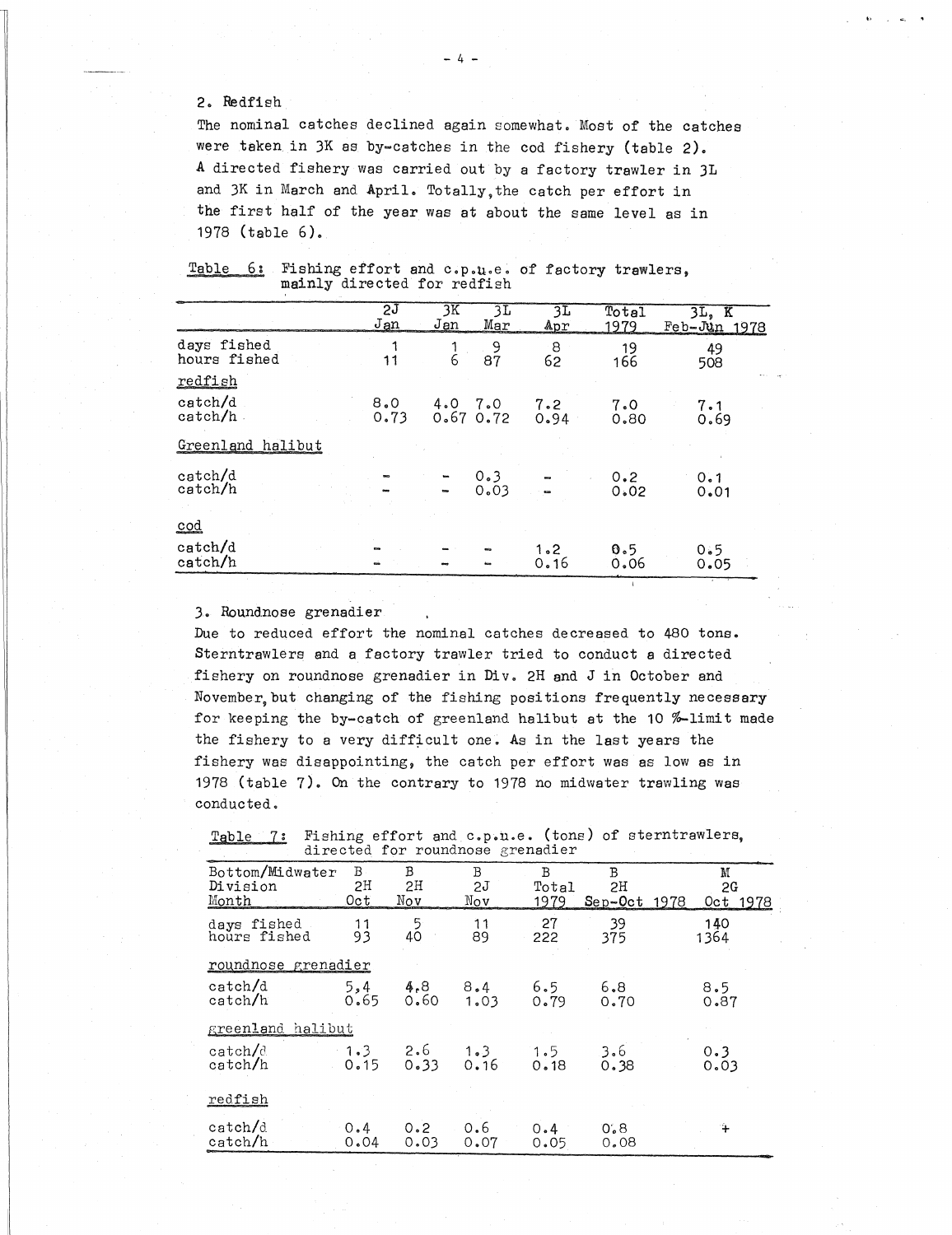2. Redfish

The nominal catches declined again somewhat. Most of the catches were taken in 3K as by-catches in the cod fishery (table 2). A directed fishery was carried out by a factory trawler in 3L and 3K in March and April. Totally, the catch per effort in the first half of the year was at about the same level as in 1978 (table 6).

Table 6: Fishing effort and c.p.u.e. of factory trawlers, mainly directed for redfish

| | 2J Jan | 3K Jan | 3L Mar | 3L Apr | Total 1979 | 3L, K Feb-Jun 1978 |
|---|---|---|---|---|---|---|
| days fished | 1 | 1 | 9 | 8 | 19 | 49 |
| hours fished | 11 | 6 | 87 | 62 | 166 | 508 |
| redfish | | | | | | |
| catch/d | 8.0 | 4.0 | 7.0 | 7.2 | 7.0 | 7.1 |
| catch/h | 0.73 | 0.67 | 0.72 | 0.94 | 0.80 | 0.69 |
| Greenland halibut | | | | | | |
| catch/d | - | - | 0.3 | - | 0.2 | 0.1 |
| catch/h | - | - | 0.03 | - | 0.02 | 0.01 |
| cod | | | | | | |
| catch/d | - | - | - | 1.2 | 0.5 | 0.5 |
| catch/h | - | - | - | 0.16 | 0.06 | 0.05 |

3. Roundnose grenadier

Due to reduced effort the nominal catches decreased to 480 tons. Sterntrawlers and a factory trawler tried to conduct a directed fishery on roundnose grenadier in Div. 2H and J in October and November, but changing of the fishing positions frequently necessary for keeping the by-catch of greenland halibut at the 10 %-limit made the fishery to a very difficult one. As in the last years the fishery was disappointing, the catch per effort was as low as in 1978 (table 7). On the contrary to 1978 no midwater trawling was conducted.

Table 7: Fishing effort and c.p.u.e. (tons) of sterntrawlers, directed for roundnose grenadier

| Bottom/Midwater Division Month | B 2H Oct | B 2H Nov | B 2J Nov | B Total 1979 | B 2H Sep-Oct 1978 | M 2G Oct 1978 |
|---|---|---|---|---|---|---|
| days fished | 11 | 5 | 11 | 27 | 39 | 140 |
| hours fished | 93 | 40 | 89 | 222 | 375 | 1364 |
| roundnose grenadier | | | | | | |
| catch/d | 5.4 | 4.8 | 8.4 | 6.5 | 6.8 | 8.5 |
| catch/h | 0.65 | 0.60 | 1.03 | 0.79 | 0.70 | 0.87 |
| greenland halibut | | | | | | |
| catch/d | 1.3 | 2.6 | 1.3 | 1.5 | 3.6 | 0.3 |
| catch/h | 0.15 | 0.33 | 0.16 | 0.18 | 0.38 | 0.03 |
| redfish | | | | | | |
| catch/d | 0.4 | 0.2 | 0.6 | 0.4 | 0.8 | + |
| catch/h | 0.04 | 0.03 | 0.07 | 0.05 | 0.08 | |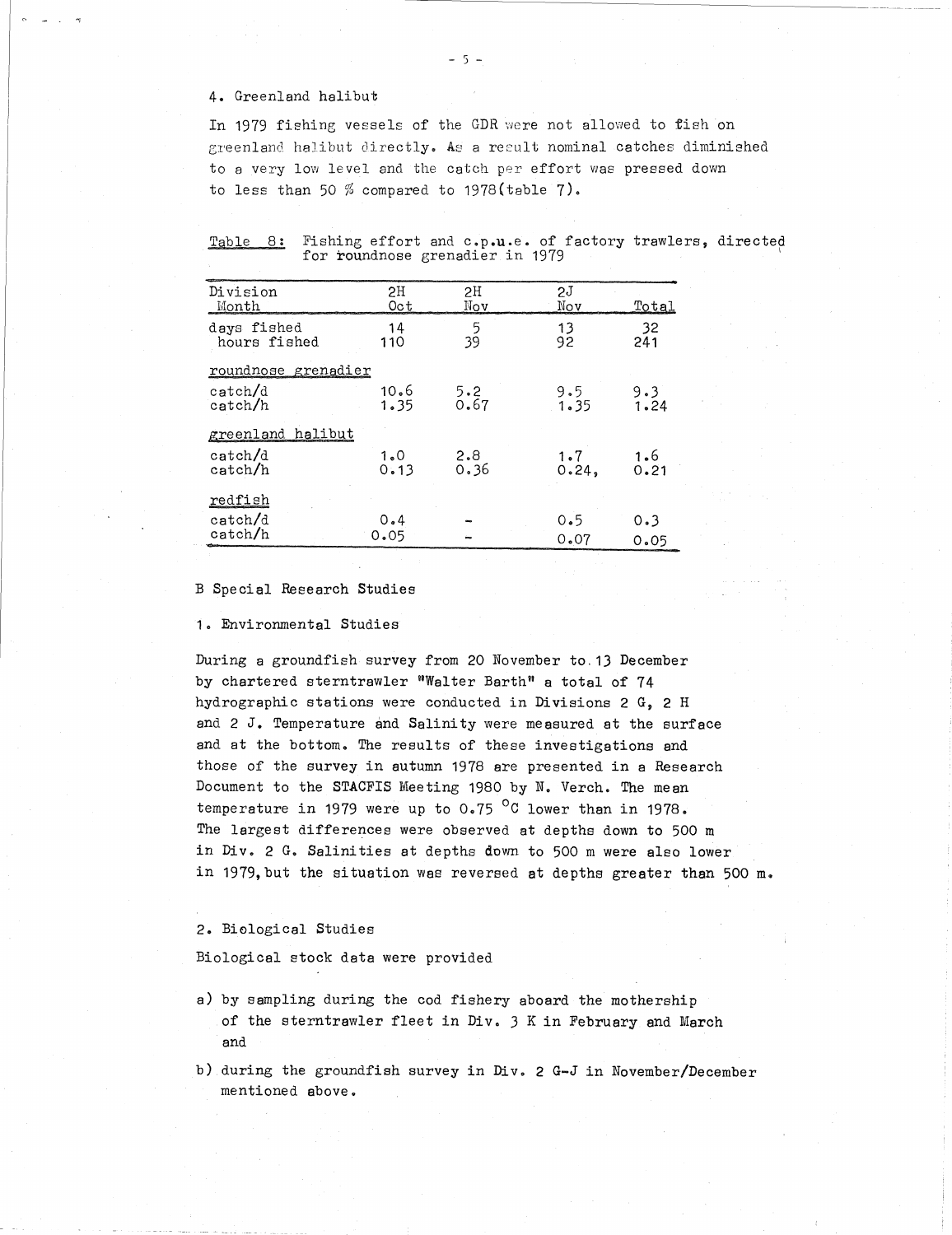### 4. Greenland halibut

In 1979 fishing vessels of the GDR were not allowed to fish on greenland halibut directly. As a result nominal catches diminished to a very low level and the catch per effort was pressed down to less than 50 % compared to 1978(table 7).

Table 8: Fishing effort and c.p.u.e. of factory trawlers, directed for roundnose grenadier in 1979

| Division<br>Month | 2H<br>Oct | 2H<br>Nov | 2J<br>Nov | Total |
|---|---|---|---|---|
| days fished | 14 | 5 | 13 | 32 |
| hours fished | 110 | 39 | 92 | 241 |
| roundnose grenadier | | | | |
| catch/d | 10.6 | 5.2 | 9.5 | 9.3 |
| catch/h | 1.35 | 0.67 | 1.35 | 1.24 |
| greenland halibut | | | | |
| catch/d | 1.0 | 2.8 | 1.7 | 1.6 |
| catch/h | 0.13 | 0.36 | 0.24, | 0.21 |
| redfish | | | | |
| catch/d | 0.4 | - | 0.5 | 0.3 |
| catch/h | 0.05 | - | 0.07 | 0.05 |

## B Special Research Studies

### 1. Environmental Studies

During a groundfish survey from 20 November to 13 December by chartered sterntrawler "Walter Barth" a total of 74 hydrographic stations were conducted in Divisions 2 G, 2 H and 2 J. Temperature and Salinity were measured at the surface and at the bottom. The results of these investigations and those of the survey in autumn 1978 are presented in a Research Document to the STACFIS Meeting 1980 by N. Verch. The mean temperature in 1979 were up to 0.75 °C lower than in 1978. The largest differences were observed at depths down to 500 m in Div. 2 G. Salinities at depths down to 500 m were also lower in 1979, but the situation was reversed at depths greater than 500 m.

### 2. Biological Studies

Biological stock data were provided

a) by sampling during the cod fishery aboard the mothership of the sterntrawler fleet in Div. 3 K in February and March and

b) during the groundfish survey in Div. 2 G-J in November/December mentioned above.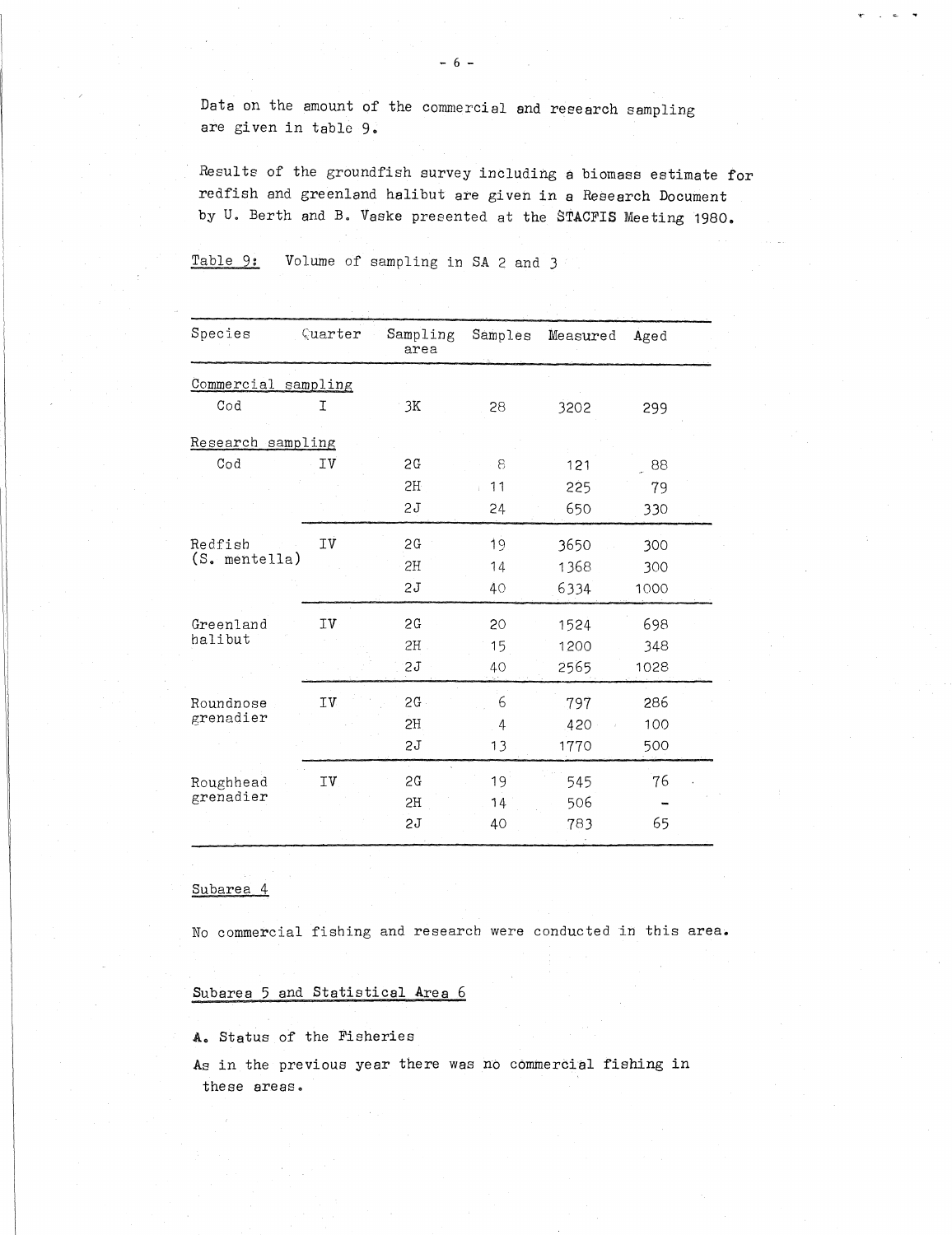Data on the amount of the commercial and research sampling are given in table 9.

Results of the groundfish survey including a biomass estimate for redfish and greenland halibut are given in a Research Document by U. Berth and B. Vaske presented at the STACFIS Meeting 1980.

Table 9: Volume of sampling in SA 2 and 3

| Species | Quarter | Sampling area | Samples | Measured | Aged |
|---|---|---|---|---|---|
| Commercial sampling | | | | | |
| Cod | I | 3K | 28 | 3202 | 299 |
| Research sampling | | | | | |
| Cod | IV | 2G | 8 | 121 | 88 |
| | | 2H | 11 | 225 | 79 |
| | | 2J | 24 | 650 | 330 |
| Redfish (S. mentella) | IV | 2G | 19 | 3650 | 300 |
| | | 2H | 14 | 1368 | 300 |
| | | 2J | 40 | 6334 | 1000 |
| Greenland halibut | IV | 2G | 20 | 1524 | 698 |
| | | 2H | 15 | 1200 | 348 |
| | | 2J | 40 | 2565 | 1028 |
| Roundnose grenadier | IV | 2G | 6 | 797 | 286 |
| | | 2H | 4 | 420 | 100 |
| | | 2J | 13 | 1770 | 500 |
| Roughhead grenadier | IV | 2G | 19 | 545 | 76 |
| | | 2H | 14 | 506 | - |
| | | 2J | 40 | 783 | 65 |

## Subarea 4

No commercial fishing and research were conducted in this area.

## Subarea 5 and Statistical Area 6

### A. Status of the Fisheries

As in the previous year there was no commercial fishing in these areas.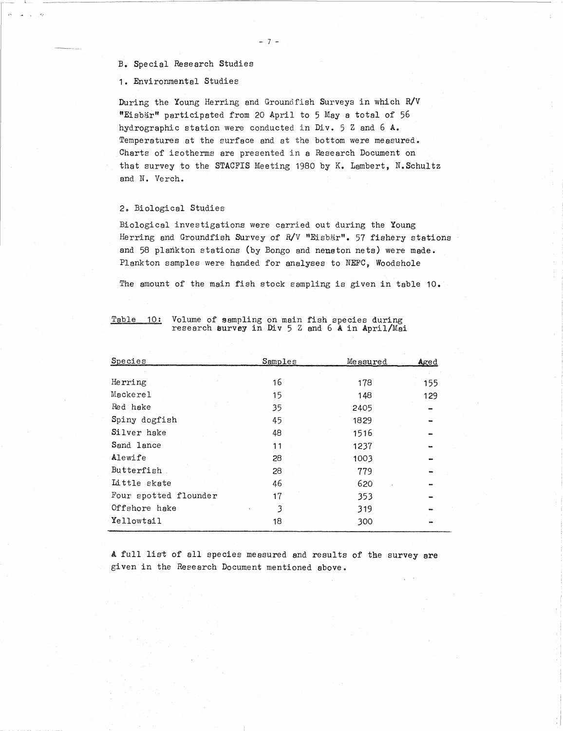## B. Special Research Studies

### 1. Environmental Studies

During the Young Herring and Groundfish Surveys in which R/V "Eisbär" participated from 20 April to 5 May a total of 56 hydrographic station were conducted in Div. 5 Z and 6 A. Temperatures at the surface and at the bottom were measured. Charts of isotherms are presented in a Research Document on that survey to the STACFIS Meeting 1980 by K. Lambert, N. Schultz and N. Verch.

### 2. Biological Studies

Biological investigations were carried out during the Young Herring and Groundfish Survey of R/V "Eisbär". 57 fishery stations and 58 plankton stations (by Bongo and neuston nets) were made. Plankton samples were handed for analyses to NEFC, Woodshole

The amount of the main fish stock sampling is given in table 10.

Table 10: Volume of sampling on main fish species during research survey in Div 5 Z and 6 A in April/Mai

| Species | Samples | Measured | Aged |
|---|---|---|---|
| Herring | 16 | 178 | 155 |
| Mackerel | 15 | 148 | 129 |
| Red hake | 35 | 2405 | - |
| Spiny dogfish | 45 | 1829 | - |
| Silver hake | 48 | 1516 | - |
| Sand lance | 11 | 1237 | - |
| Alewife | 28 | 1003 | - |
| Butterfish | 28 | 779 | - |
| Little skate | 46 | 620 | - |
| Four spotted flounder | 17 | 353 | - |
| Offshore hake | 3 | 319 | - |
| Yellowtail | 18 | 300 | - |

A full list of all species measured and results of the survey are given in the Research Document mentioned above.